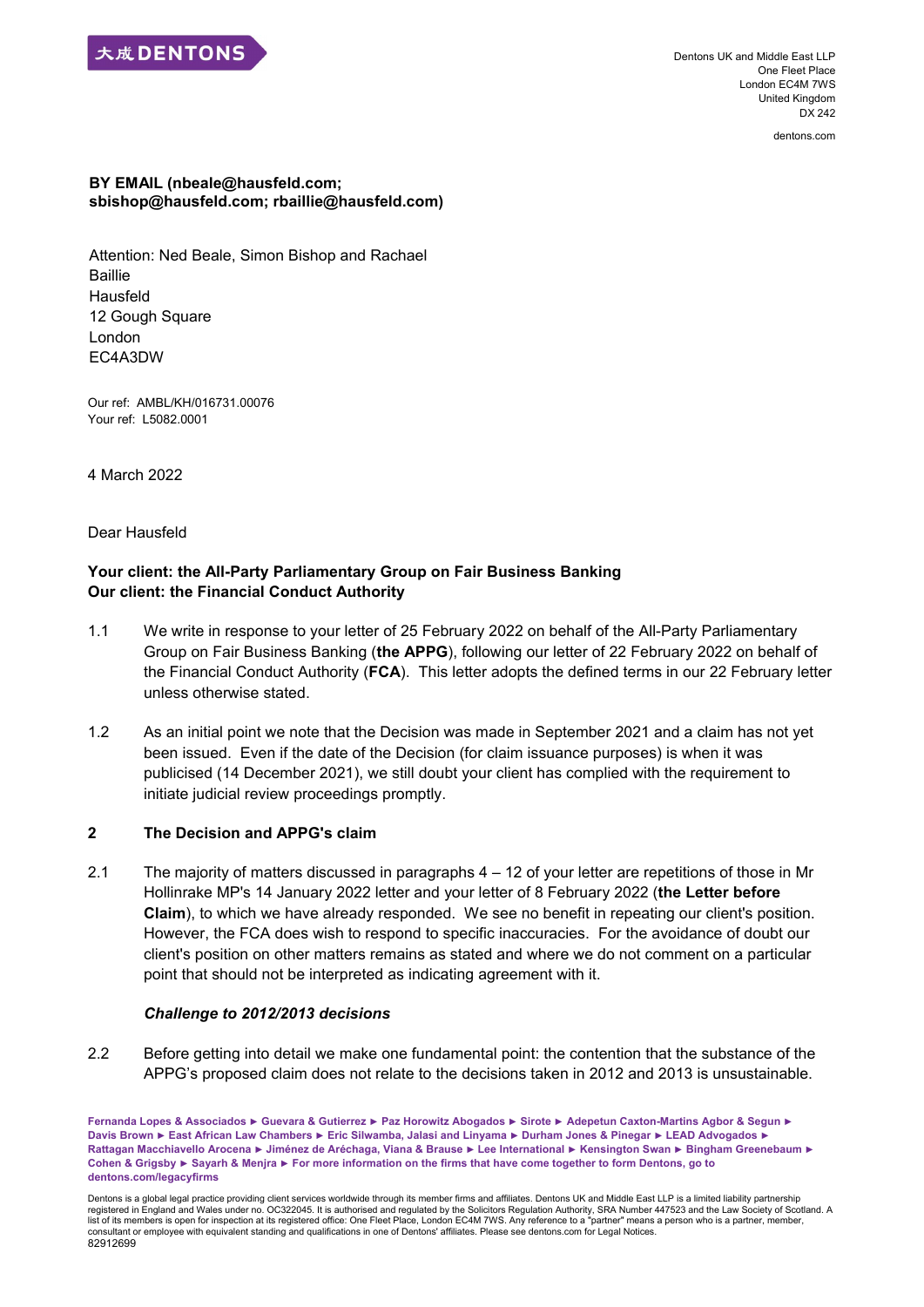大成 DENTONS

Dentons UK and Middle East LLP
One Fleet Place
London EC4M 7WS
United Kingdom
DX 242

dentons.com

**BY EMAIL (nbeale@hausfeld.com; sbishop@hausfeld.com; rbaillie@hausfeld.com)**

Attention: Ned Beale, Simon Bishop and Rachael Baillie
Hausfeld
12 Gough Square
London
EC4A3DW

Our ref: AMBL/KH/016731.00076
Your ref: L5082.0001

4 March 2022

Dear Hausfeld

**Your client: the All-Party Parliamentary Group on Fair Business Banking**
**Our client: the Financial Conduct Authority**

1.1 We write in response to your letter of 25 February 2022 on behalf of the All-Party Parliamentary Group on Fair Business Banking (**the APPG**), following our letter of 22 February 2022 on behalf of the Financial Conduct Authority (**FCA**). This letter adopts the defined terms in our 22 February letter unless otherwise stated.

1.2 As an initial point we note that the Decision was made in September 2021 and a claim has not yet been issued. Even if the date of the Decision (for claim issuance purposes) is when it was publicised (14 December 2021), we still doubt your client has complied with the requirement to initiate judicial review proceedings promptly.

## 2 The Decision and APPG's claim

2.1 The majority of matters discussed in paragraphs 4 – 12 of your letter are repetitions of those in Mr Hollinrake MP's 14 January 2022 letter and your letter of 8 February 2022 (**the Letter before Claim**), to which we have already responded. We see no benefit in repeating our client's position. However, the FCA does wish to respond to specific inaccuracies. For the avoidance of doubt our client's position on other matters remains as stated and where we do not comment on a particular point that should not be interpreted as indicating agreement with it.

### *Challenge to 2012/2013 decisions*

2.2 Before getting into detail we make one fundamental point: the contention that the substance of the APPG's proposed claim does not relate to the decisions taken in 2012 and 2013 is unsustainable.

Fernanda Lopes & Associados ► Guevara & Gutierrez ► Paz Horowitz Abogados ► Sirote ► Adepetun Caxton-Martins Agbor & Segun ► Davis Brown ► East African Law Chambers ► Eric Silwamba, Jalasi and Linyama ► Durham Jones & Pinegar ► LEAD Advogados ► Rattagan Macchiavello Arocena ► Jiménez de Aréchaga, Viana & Brause ► Lee International ► Kensington Swan ► Bingham Greenebaum ► Cohen & Grigsby ► Sayarh & Menjra ► For more information on the firms that have come together to form Dentons, go to dentons.com/legacyfirms

Dentons is a global legal practice providing client services worldwide through its member firms and affiliates. Dentons UK and Middle East LLP is a limited liability partnership registered in England and Wales under no. OC322045. It is authorised and regulated by the Solicitors Regulation Authority, SRA Number 447523 and the Law Society of Scotland. A list of its members is open for inspection at its registered office: One Fleet Place, London EC4M 7WS. Any reference to a "partner" means a person who is a partner, member, consultant or employee with equivalent standing and qualifications in one of Dentons' affiliates. Please see dentons.com for Legal Notices.
82912699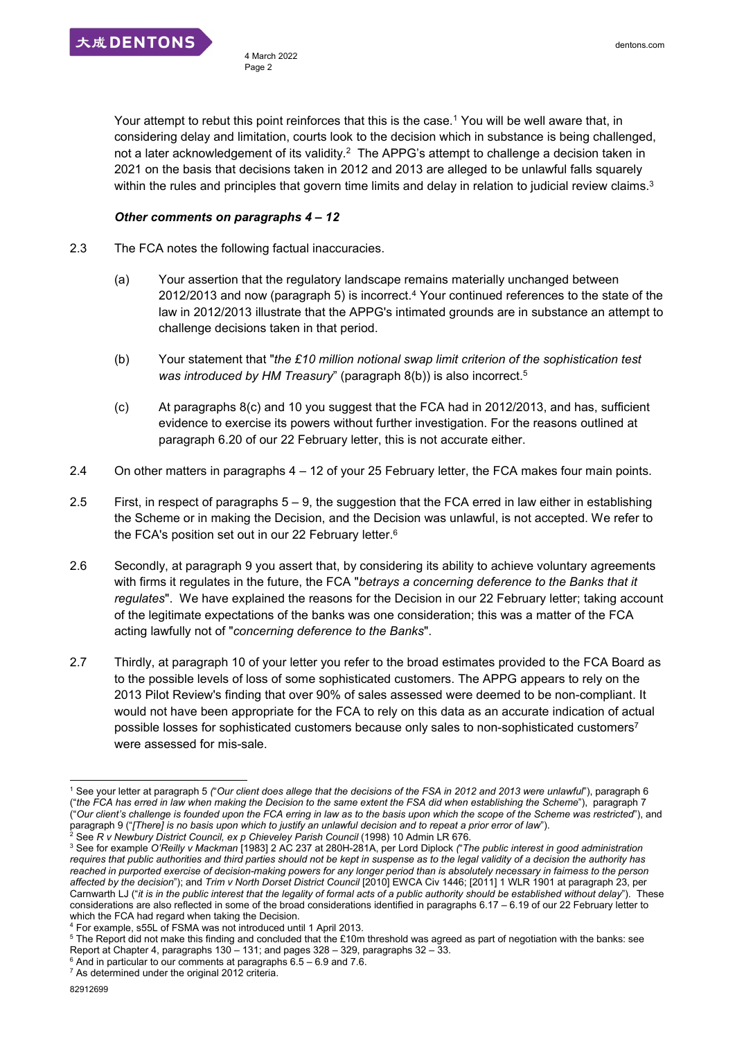Your attempt to rebut this point reinforces that this is the case.[1] You will be well aware that, in considering delay and limitation, courts look to the decision which in substance is being challenged, not a later acknowledgement of its validity.[2] The APPG's attempt to challenge a decision taken in 2021 on the basis that decisions taken in 2012 and 2013 are alleged to be unlawful falls squarely within the rules and principles that govern time limits and delay in relation to judicial review claims.[3]

***Other comments on paragraphs 4 – 12***

2.3 The FCA notes the following factual inaccuracies.

(a) Your assertion that the regulatory landscape remains materially unchanged between 2012/2013 and now (paragraph 5) is incorrect.[4] Your continued references to the state of the law in 2012/2013 illustrate that the APPG's intimated grounds are in substance an attempt to challenge decisions taken in that period.

(b) Your statement that "*the £10 million notional swap limit criterion of the sophistication test was introduced by HM Treasury*" (paragraph 8(b)) is also incorrect.[5]

(c) At paragraphs 8(c) and 10 you suggest that the FCA had in 2012/2013, and has, sufficient evidence to exercise its powers without further investigation. For the reasons outlined at paragraph 6.20 of our 22 February letter, this is not accurate either.

2.4 On other matters in paragraphs 4 – 12 of your 25 February letter, the FCA makes four main points.

2.5 First, in respect of paragraphs 5 – 9, the suggestion that the FCA erred in law either in establishing the Scheme or in making the Decision, and the Decision was unlawful, is not accepted. We refer to the FCA's position set out in our 22 February letter.[6]

2.6 Secondly, at paragraph 9 you assert that, by considering its ability to achieve voluntary agreements with firms it regulates in the future, the FCA "*betrays a concerning deference to the Banks that it regulates*". We have explained the reasons for the Decision in our 22 February letter; taking account of the legitimate expectations of the banks was one consideration; this was a matter of the FCA acting lawfully not of "*concerning deference to the Banks*".

2.7 Thirdly, at paragraph 10 of your letter you refer to the broad estimates provided to the FCA Board as to the possible levels of loss of some sophisticated customers. The APPG appears to rely on the 2013 Pilot Review's finding that over 90% of sales assessed were deemed to be non-compliant. It would not have been appropriate for the FCA to rely on this data as an accurate indication of actual possible losses for sophisticated customers because only sales to non-sophisticated customers[7] were assessed for mis-sale.

---

[1] See your letter at paragraph 5 ("*Our client does allege that the decisions of the FSA in 2012 and 2013 were unlawful*"), paragraph 6 ("*the FCA has erred in law when making the Decision to the same extent the FSA did when establishing the Scheme*"), paragraph 7 ("*Our client's challenge is founded upon the FCA erring in law as to the basis upon which the scope of the Scheme was restricted*"), and paragraph 9 ("*[There] is no basis upon which to justify an unlawful decision and to repeat a prior error of law*").

[2] See *R v Newbury District Council, ex p Chieveley Parish Council* (1998) 10 Admin LR 676.

[3] See for example *O'Reilly v Mackman* [1983] 2 AC 237 at 280H-281A, per Lord Diplock ("*The public interest in good administration requires that public authorities and third parties should not be kept in suspense as to the legal validity of a decision the authority has reached in purported exercise of decision-making powers for any longer period than is absolutely necessary in fairness to the person affected by the decision*"); and *Trim v North Dorset District Council* [2010] EWCA Civ 1446; [2011] 1 WLR 1901 at paragraph 23, per Carnwarth LJ ("*it is in the public interest that the legality of formal acts of a public authority should be established without delay*"). These considerations are also reflected in some of the broad considerations identified in paragraphs 6.17 – 6.19 of our 22 February letter to which the FCA had regard when taking the Decision.

[4] For example, s55L of FSMA was not introduced until 1 April 2013.

[5] The Report did not make this finding and concluded that the £10m threshold was agreed as part of negotiation with the banks: see Report at Chapter 4, paragraphs 130 – 131; and pages 328 – 329, paragraphs 32 – 33.

[6] And in particular to our comments at paragraphs 6.5 – 6.9 and 7.6.

[7] As determined under the original 2012 criteria.

82912699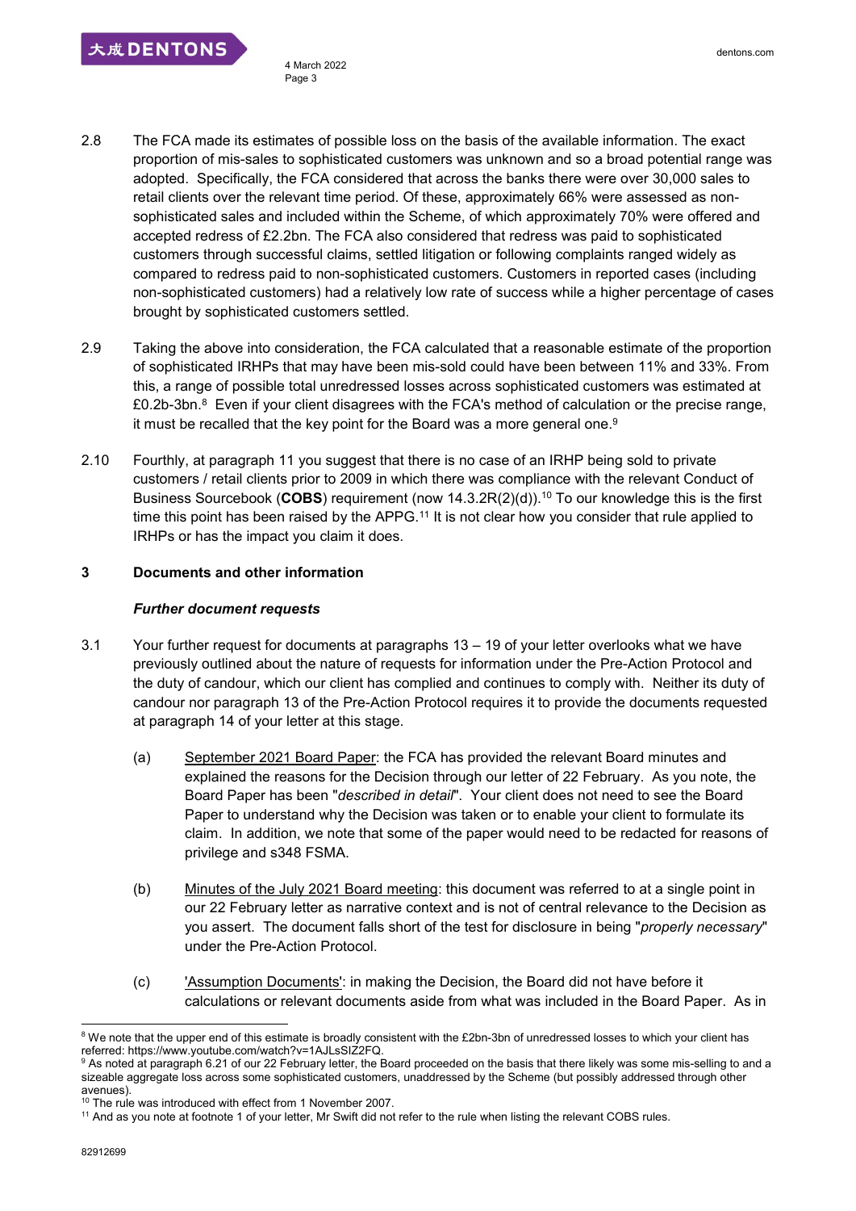2.8 The FCA made its estimates of possible loss on the basis of the available information. The exact proportion of mis-sales to sophisticated customers was unknown and so a broad potential range was adopted. Specifically, the FCA considered that across the banks there were over 30,000 sales to retail clients over the relevant time period. Of these, approximately 66% were assessed as non-sophisticated sales and included within the Scheme, of which approximately 70% were offered and accepted redress of £2.2bn. The FCA also considered that redress was paid to sophisticated customers through successful claims, settled litigation or following complaints ranged widely as compared to redress paid to non-sophisticated customers. Customers in reported cases (including non-sophisticated customers) had a relatively low rate of success while a higher percentage of cases brought by sophisticated customers settled.

2.9 Taking the above into consideration, the FCA calculated that a reasonable estimate of the proportion of sophisticated IRHPs that may have been mis-sold could have been between 11% and 33%. From this, a range of possible total unredressed losses across sophisticated customers was estimated at £0.2b-3bn.[8] Even if your client disagrees with the FCA's method of calculation or the precise range, it must be recalled that the key point for the Board was a more general one.[9]

2.10 Fourthly, at paragraph 11 you suggest that there is no case of an IRHP being sold to private customers / retail clients prior to 2009 in which there was compliance with the relevant Conduct of Business Sourcebook (**COBS**) requirement (now 14.3.2R(2)(d)).[10] To our knowledge this is the first time this point has been raised by the APPG.[11] It is not clear how you consider that rule applied to IRHPs or has the impact you claim it does.

## 3 Documents and other information

### *Further document requests*

3.1 Your further request for documents at paragraphs 13 – 19 of your letter overlooks what we have previously outlined about the nature of requests for information under the Pre-Action Protocol and the duty of candour, which our client has complied and continues to comply with. Neither its duty of candour nor paragraph 13 of the Pre-Action Protocol requires it to provide the documents requested at paragraph 14 of your letter at this stage.

(a) September 2021 Board Paper: the FCA has provided the relevant Board minutes and explained the reasons for the Decision through our letter of 22 February. As you note, the Board Paper has been "*described in detail*". Your client does not need to see the Board Paper to understand why the Decision was taken or to enable your client to formulate its claim. In addition, we note that some of the paper would need to be redacted for reasons of privilege and s348 FSMA.

(b) Minutes of the July 2021 Board meeting: this document was referred to at a single point in our 22 February letter as narrative context and is not of central relevance to the Decision as you assert. The document falls short of the test for disclosure in being "*properly necessary*" under the Pre-Action Protocol.

(c) 'Assumption Documents': in making the Decision, the Board did not have before it calculations or relevant documents aside from what was included in the Board Paper. As in

---

[8] We note that the upper end of this estimate is broadly consistent with the £2bn-3bn of unredressed losses to which your client has referred: https://www.youtube.com/watch?v=1AJLsSIZ2FQ.

[9] As noted at paragraph 6.21 of our 22 February letter, the Board proceeded on the basis that there likely was some mis-selling to and a sizeable aggregate loss across some sophisticated customers, unaddressed by the Scheme (but possibly addressed through other avenues).

[10] The rule was introduced with effect from 1 November 2007.

[11] And as you note at footnote 1 of your letter, Mr Swift did not refer to the rule when listing the relevant COBS rules.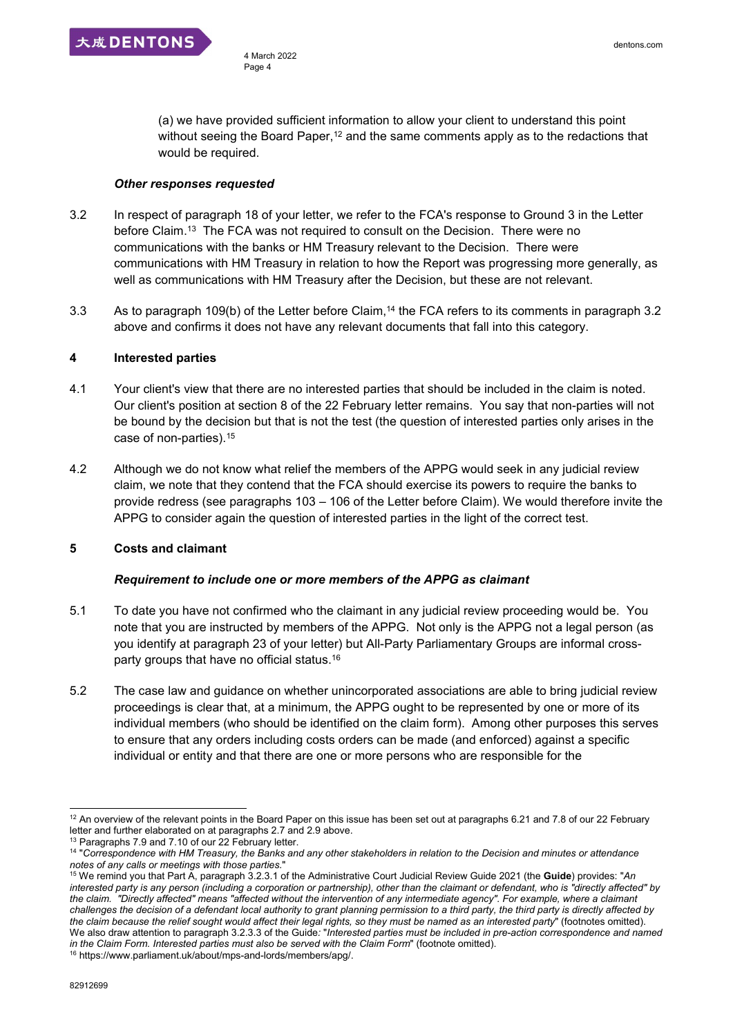(a) we have provided sufficient information to allow your client to understand this point without seeing the Board Paper,[12] and the same comments apply as to the redactions that would be required.

***Other responses requested***

3.2 In respect of paragraph 18 of your letter, we refer to the FCA's response to Ground 3 in the Letter before Claim.[13] The FCA was not required to consult on the Decision. There were no communications with the banks or HM Treasury relevant to the Decision. There were communications with HM Treasury in relation to how the Report was progressing more generally, as well as communications with HM Treasury after the Decision, but these are not relevant.

3.3 As to paragraph 109(b) of the Letter before Claim,[14] the FCA refers to its comments in paragraph 3.2 above and confirms it does not have any relevant documents that fall into this category.

## 4 Interested parties

4.1 Your client's view that there are no interested parties that should be included in the claim is noted. Our client's position at section 8 of the 22 February letter remains. You say that non-parties will not be bound by the decision but that is not the test (the question of interested parties only arises in the case of non-parties).[15]

4.2 Although we do not know what relief the members of the APPG would seek in any judicial review claim, we note that they contend that the FCA should exercise its powers to require the banks to provide redress (see paragraphs 103 – 106 of the Letter before Claim). We would therefore invite the APPG to consider again the question of interested parties in the light of the correct test.

## 5 Costs and claimant

***Requirement to include one or more members of the APPG as claimant***

5.1 To date you have not confirmed who the claimant in any judicial review proceeding would be. You note that you are instructed by members of the APPG. Not only is the APPG not a legal person (as you identify at paragraph 23 of your letter) but All-Party Parliamentary Groups are informal cross-party groups that have no official status.[16]

5.2 The case law and guidance on whether unincorporated associations are able to bring judicial review proceedings is clear that, at a minimum, the APPG ought to be represented by one or more of its individual members (who should be identified on the claim form). Among other purposes this serves to ensure that any orders including costs orders can be made (and enforced) against a specific individual or entity and that there are one or more persons who are responsible for the

---

[12] An overview of the relevant points in the Board Paper on this issue has been set out at paragraphs 6.21 and 7.8 of our 22 February letter and further elaborated on at paragraphs 2.7 and 2.9 above.

[13] Paragraphs 7.9 and 7.10 of our 22 February letter.

[14] "*Correspondence with HM Treasury, the Banks and any other stakeholders in relation to the Decision and minutes or attendance notes of any calls or meetings with those parties.*"

[15] We remind you that Part A, paragraph 3.2.3.1 of the Administrative Court Judicial Review Guide 2021 (the **Guide**) provides: "*An interested party is any person (including a corporation or partnership), other than the claimant or defendant, who is "directly affected" by the claim. "Directly affected" means "affected without the intervention of any intermediate agency". For example, where a claimant challenges the decision of a defendant local authority to grant planning permission to a third party, the third party is directly affected by the claim because the relief sought would affect their legal rights, so they must be named as an interested party*" (footnotes omitted). We also draw attention to paragraph 3.2.3.3 of the Guide: "*Interested parties must be included in pre-action correspondence and named in the Claim Form. Interested parties must also be served with the Claim Form*" (footnote omitted).

[16] https://www.parliament.uk/about/mps-and-lords/members/apg/.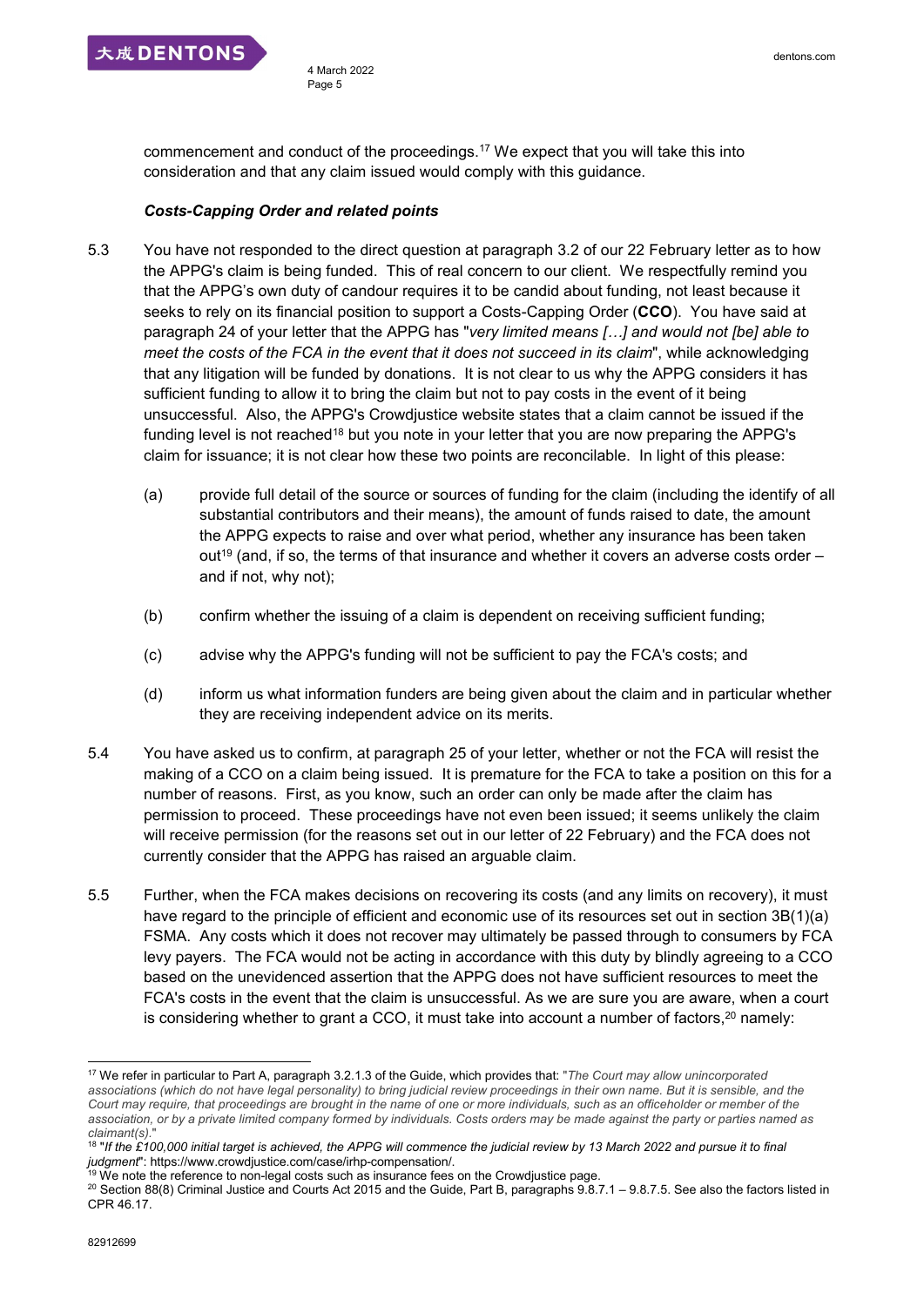commencement and conduct of the proceedings.[17] We expect that you will take this into consideration and that any claim issued would comply with this guidance.

***Costs-Capping Order and related points***

5.3 You have not responded to the direct question at paragraph 3.2 of our 22 February letter as to how the APPG's claim is being funded. This of real concern to our client. We respectfully remind you that the APPG's own duty of candour requires it to be candid about funding, not least because it seeks to rely on its financial position to support a Costs-Capping Order (**CCO**). You have said at paragraph 24 of your letter that the APPG has "*very limited means […] and would not [be] able to meet the costs of the FCA in the event that it does not succeed in its claim*", while acknowledging that any litigation will be funded by donations. It is not clear to us why the APPG considers it has sufficient funding to allow it to bring the claim but not to pay costs in the event of it being unsuccessful. Also, the APPG's Crowdjustice website states that a claim cannot be issued if the funding level is not reached[18] but you note in your letter that you are now preparing the APPG's claim for issuance; it is not clear how these two points are reconcilable. In light of this please:

(a) provide full detail of the source or sources of funding for the claim (including the identify of all substantial contributors and their means), the amount of funds raised to date, the amount the APPG expects to raise and over what period, whether any insurance has been taken out[19] (and, if so, the terms of that insurance and whether it covers an adverse costs order – and if not, why not);

(b) confirm whether the issuing of a claim is dependent on receiving sufficient funding;

(c) advise why the APPG's funding will not be sufficient to pay the FCA's costs; and

(d) inform us what information funders are being given about the claim and in particular whether they are receiving independent advice on its merits.

5.4 You have asked us to confirm, at paragraph 25 of your letter, whether or not the FCA will resist the making of a CCO on a claim being issued. It is premature for the FCA to take a position on this for a number of reasons. First, as you know, such an order can only be made after the claim has permission to proceed. These proceedings have not even been issued; it seems unlikely the claim will receive permission (for the reasons set out in our letter of 22 February) and the FCA does not currently consider that the APPG has raised an arguable claim.

5.5 Further, when the FCA makes decisions on recovering its costs (and any limits on recovery), it must have regard to the principle of efficient and economic use of its resources set out in section 3B(1)(a) FSMA. Any costs which it does not recover may ultimately be passed through to consumers by FCA levy payers. The FCA would not be acting in accordance with this duty by blindly agreeing to a CCO based on the unevidenced assertion that the APPG does not have sufficient resources to meet the FCA's costs in the event that the claim is unsuccessful. As we are sure you are aware, when a court is considering whether to grant a CCO, it must take into account a number of factors,[20] namely:

---

[17] We refer in particular to Part A, paragraph 3.2.1.3 of the Guide, which provides that: "*The Court may allow unincorporated associations (which do not have legal personality) to bring judicial review proceedings in their own name. But it is sensible, and the Court may require, that proceedings are brought in the name of one or more individuals, such as an officeholder or member of the association, or by a private limited company formed by individuals. Costs orders may be made against the party or parties named as claimant(s).*"

[18] "*If the £100,000 initial target is achieved, the APPG will commence the judicial review by 13 March 2022 and pursue it to final judgment*": https://www.crowdjustice.com/case/irhp-compensation/.

[19] We note the reference to non-legal costs such as insurance fees on the Crowdjustice page.

[20] Section 88(8) Criminal Justice and Courts Act 2015 and the Guide, Part B, paragraphs 9.8.7.1 – 9.8.7.5. See also the factors listed in CPR 46.17.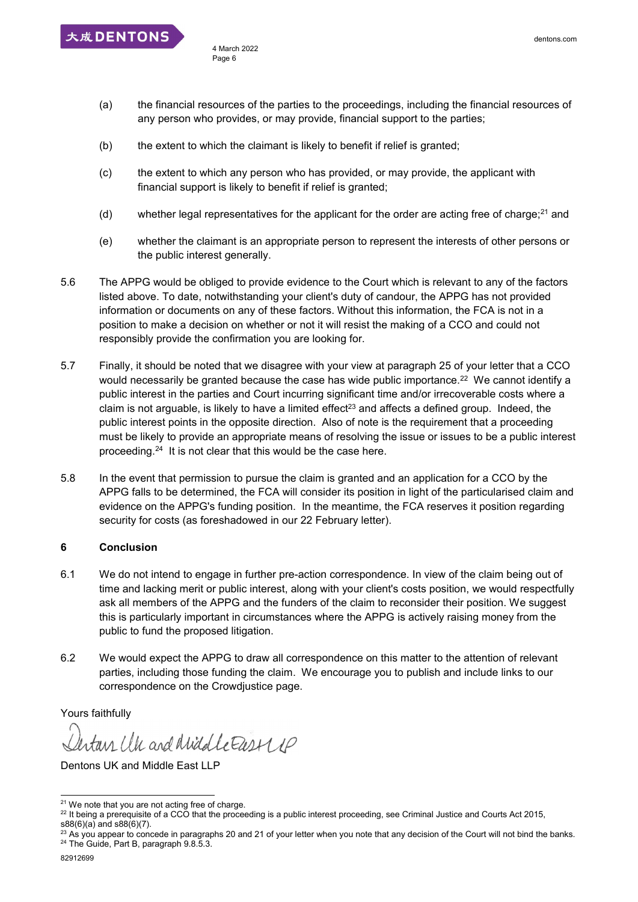(a) the financial resources of the parties to the proceedings, including the financial resources of any person who provides, or may provide, financial support to the parties;

(b) the extent to which the claimant is likely to benefit if relief is granted;

(c) the extent to which any person who has provided, or may provide, the applicant with financial support is likely to benefit if relief is granted;

(d) whether legal representatives for the applicant for the order are acting free of charge;[21] and

(e) whether the claimant is an appropriate person to represent the interests of other persons or the public interest generally.

5.6 The APPG would be obliged to provide evidence to the Court which is relevant to any of the factors listed above. To date, notwithstanding your client's duty of candour, the APPG has not provided information or documents on any of these factors. Without this information, the FCA is not in a position to make a decision on whether or not it will resist the making of a CCO and could not responsibly provide the confirmation you are looking for.

5.7 Finally, it should be noted that we disagree with your view at paragraph 25 of your letter that a CCO would necessarily be granted because the case has wide public importance.[22] We cannot identify a public interest in the parties and Court incurring significant time and/or irrecoverable costs where a claim is not arguable, is likely to have a limited effect[23] and affects a defined group. Indeed, the public interest points in the opposite direction. Also of note is the requirement that a proceeding must be likely to provide an appropriate means of resolving the issue or issues to be a public interest proceeding.[24] It is not clear that this would be the case here.

5.8 In the event that permission to pursue the claim is granted and an application for a CCO by the APPG falls to be determined, the FCA will consider its position in light of the particularised claim and evidence on the APPG's funding position. In the meantime, the FCA reserves it position regarding security for costs (as foreshadowed in our 22 February letter).

## 6 Conclusion

6.1 We do not intend to engage in further pre-action correspondence. In view of the claim being out of time and lacking merit or public interest, along with your client's costs position, we would respectfully ask all members of the APPG and the funders of the claim to reconsider their position. We suggest this is particularly important in circumstances where the APPG is actively raising money from the public to fund the proposed litigation.

6.2 We would expect the APPG to draw all correspondence on this matter to the attention of relevant parties, including those funding the claim. We encourage you to publish and include links to our correspondence on the Crowdjustice page.

Yours faithfully

Dentons UK and Middle East LLP

Dentons UK and Middle East LLP

---

[21] We note that you are not acting free of charge.

[22] It being a prerequisite of a CCO that the proceeding is a public interest proceeding, see Criminal Justice and Courts Act 2015, s88(6)(a) and s88(6)(7).

[23] As you appear to concede in paragraphs 20 and 21 of your letter when you note that any decision of the Court will not bind the banks.

[24] The Guide, Part B, paragraph 9.8.5.3.

82912699